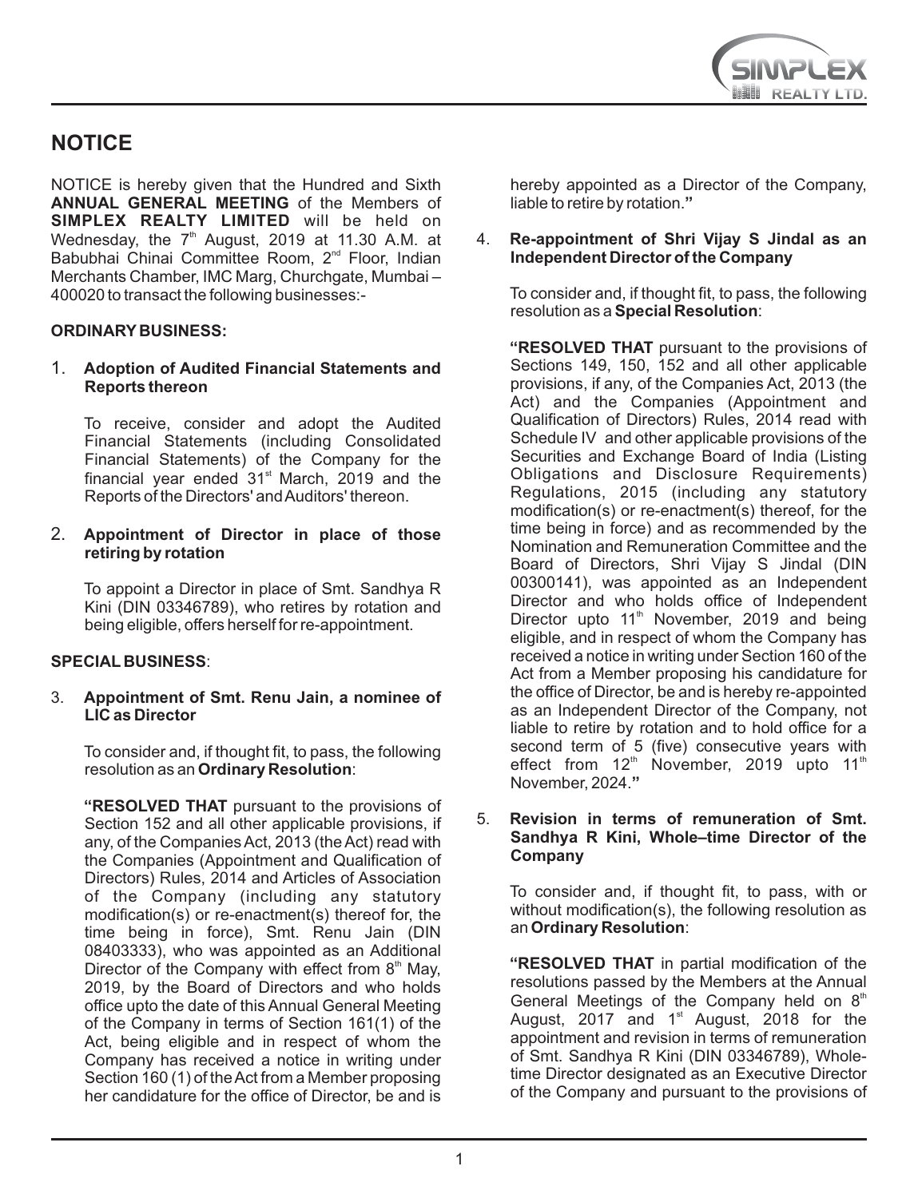# NOTICE

NOTICE is hereby given that the Hundred and Sixth **ANNUAL GENERAL MEETING** of the Members of **SIMPLEX REALTY LIMITED** will be held on Wednesday, the 7th August, 2019 at 11.30 A.M. at Babubhai Chinai Committee Room, 2nd Floor, Indian Merchants Chamber, IMC Marg, Churchgate, Mumbai – 400020 to transact the following businesses:-

**ORDINARY BUSINESS:**

1. **Adoption of Audited Financial Statements and Reports thereon**

   To receive, consider and adopt the Audited Financial Statements (including Consolidated Financial Statements) of the Company for the financial year ended 31st March, 2019 and the Reports of the Directors' and Auditors' thereon.

2. **Appointment of Director in place of those retiring by rotation**

   To appoint a Director in place of Smt. Sandhya R Kini (DIN 03346789), who retires by rotation and being eligible, offers herself for re-appointment.

**SPECIAL BUSINESS**:

3. **Appointment of Smt. Renu Jain, a nominee of LIC as Director**

   To consider and, if thought fit, to pass, the following resolution as an **Ordinary Resolution**:

   **"RESOLVED THAT** pursuant to the provisions of Section 152 and all other applicable provisions, if any, of the Companies Act, 2013 (the Act) read with the Companies (Appointment and Qualification of Directors) Rules, 2014 and Articles of Association of the Company (including any statutory modification(s) or re-enactment(s) thereof for, the time being in force), Smt. Renu Jain (DIN 08403333), who was appointed as an Additional Director of the Company with effect from 8th May, 2019, by the Board of Directors and who holds office upto the date of this Annual General Meeting of the Company in terms of Section 161(1) of the Act, being eligible and in respect of whom the Company has received a notice in writing under Section 160 (1) of the Act from a Member proposing her candidature for the office of Director, be and is hereby appointed as a Director of the Company, liable to retire by rotation.**"**

4. **Re-appointment of Shri Vijay S Jindal as an Independent Director of the Company**

   To consider and, if thought fit, to pass, the following resolution as a **Special Resolution**:

   **"RESOLVED THAT** pursuant to the provisions of Sections 149, 150, 152 and all other applicable provisions, if any, of the Companies Act, 2013 (the Act) and the Companies (Appointment and Qualification of Directors) Rules, 2014 read with Schedule IV and other applicable provisions of the Securities and Exchange Board of India (Listing Obligations and Disclosure Requirements) Regulations, 2015 (including any statutory modification(s) or re-enactment(s) thereof, for the time being in force) and as recommended by the Nomination and Remuneration Committee and the Board of Directors, Shri Vijay S Jindal (DIN 00300141), was appointed as an Independent Director and who holds office of Independent Director upto 11th November, 2019 and being eligible, and in respect of whom the Company has received a notice in writing under Section 160 of the Act from a Member proposing his candidature for the office of Director, be and is hereby re-appointed as an Independent Director of the Company, not liable to retire by rotation and to hold office for a second term of 5 (five) consecutive years with effect from 12th November, 2019 upto 11th November, 2024.**"**

5. **Revision in terms of remuneration of Smt. Sandhya R Kini, Whole–time Director of the Company**

   To consider and, if thought fit, to pass, with or without modification(s), the following resolution as an **Ordinary Resolution**:

   **"RESOLVED THAT** in partial modification of the resolutions passed by the Members at the Annual General Meetings of the Company held on 8th August, 2017 and 1st August, 2018 for the appointment and revision in terms of remuneration of Smt. Sandhya R Kini (DIN 03346789), Whole-time Director designated as an Executive Director of the Company and pursuant to the provisions of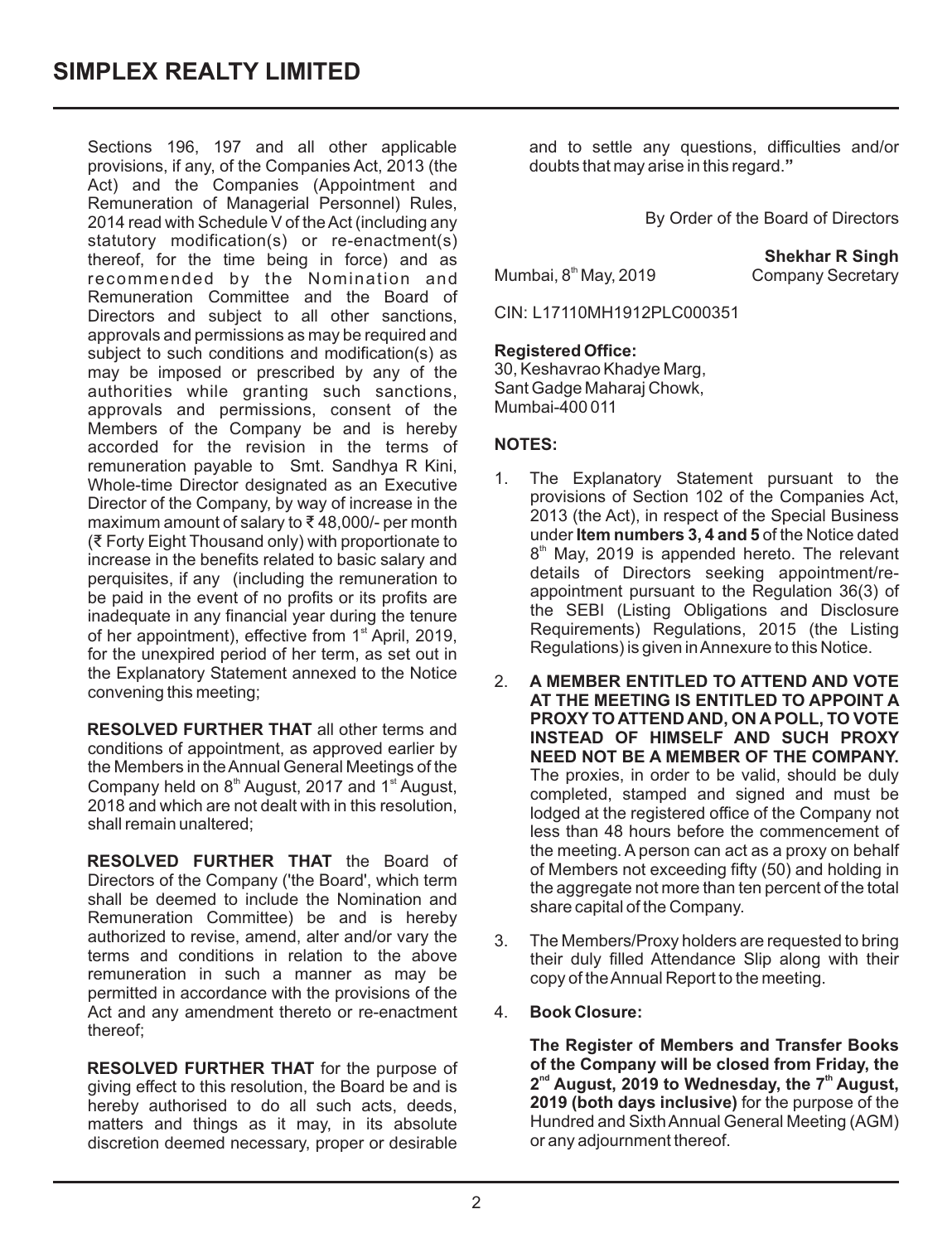Sections 196, 197 and all other applicable provisions, if any, of the Companies Act, 2013 (the Act) and the Companies (Appointment and Remuneration of Managerial Personnel) Rules, 2014 read with Schedule V of the Act (including any statutory modification(s) or re-enactment(s) thereof, for the time being in force) and as recommended by the Nomination and Remuneration Committee and the Board of Directors and subject to all other sanctions, approvals and permissions as may be required and subject to such conditions and modification(s) as may be imposed or prescribed by any of the authorities while granting such sanctions, approvals and permissions, consent of the Members of the Company be and is hereby accorded for the revision in the terms of remuneration payable to Smt. Sandhya R Kini, Whole-time Director designated as an Executive Director of the Company, by way of increase in the maximum amount of salary to ₹ 48,000/- per month (₹ Forty Eight Thousand only) with proportionate to increase in the benefits related to basic salary and perquisites, if any (including the remuneration to be paid in the event of no profits or its profits are inadequate in any financial year during the tenure of her appointment), effective from 1st April, 2019, for the unexpired period of her term, as set out in the Explanatory Statement annexed to the Notice convening this meeting;

**RESOLVED FURTHER THAT** all other terms and conditions of appointment, as approved earlier by the Members in the Annual General Meetings of the Company held on 8th August, 2017 and 1st August, 2018 and which are not dealt with in this resolution, shall remain unaltered;

**RESOLVED FURTHER THAT** the Board of Directors of the Company ('the Board', which term shall be deemed to include the Nomination and Remuneration Committee) be and is hereby authorized to revise, amend, alter and/or vary the terms and conditions in relation to the above remuneration in such a manner as may be permitted in accordance with the provisions of the Act and any amendment thereto or re-enactment thereof;

**RESOLVED FURTHER THAT** for the purpose of giving effect to this resolution, the Board be and is hereby authorised to do all such acts, deeds, matters and things as it may, in its absolute discretion deemed necessary, proper or desirable and to settle any questions, difficulties and/or doubts that may arise in this regard."

By Order of the Board of Directors

**Shekhar R Singh**
Company Secretary

Mumbai, 8th May, 2019

CIN: L17110MH1912PLC000351

**Registered Office:**
30, Keshavrao Khadye Marg,
Sant Gadge Maharaj Chowk,
Mumbai-400 011

**NOTES:**

1. The Explanatory Statement pursuant to the provisions of Section 102 of the Companies Act, 2013 (the Act), in respect of the Special Business under **Item numbers 3, 4 and 5** of the Notice dated 8th May, 2019 is appended hereto. The relevant details of Directors seeking appointment/re-appointment pursuant to the Regulation 36(3) of the SEBI (Listing Obligations and Disclosure Requirements) Regulations, 2015 (the Listing Regulations) is given in Annexure to this Notice.

2. **A MEMBER ENTITLED TO ATTEND AND VOTE AT THE MEETING IS ENTITLED TO APPOINT A PROXY TO ATTEND AND, ON A POLL, TO VOTE INSTEAD OF HIMSELF AND SUCH PROXY NEED NOT BE A MEMBER OF THE COMPANY.** The proxies, in order to be valid, should be duly completed, stamped and signed and must be lodged at the registered office of the Company not less than 48 hours before the commencement of the meeting. A person can act as a proxy on behalf of Members not exceeding fifty (50) and holding in the aggregate not more than ten percent of the total share capital of the Company.

3. The Members/Proxy holders are requested to bring their duly filled Attendance Slip along with their copy of the Annual Report to the meeting.

4. **Book Closure:**

   **The Register of Members and Transfer Books of the Company will be closed from Friday, the 2nd August, 2019 to Wednesday, the 7th August, 2019 (both days inclusive)** for the purpose of the Hundred and Sixth Annual General Meeting (AGM) or any adjournment thereof.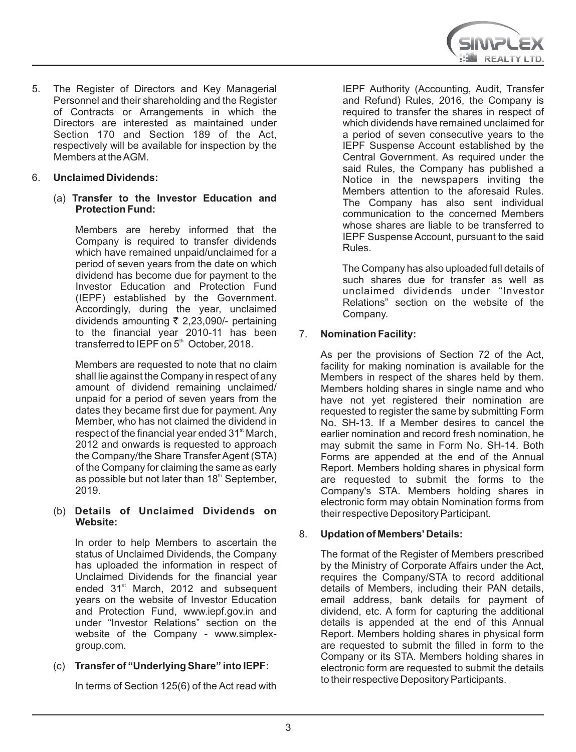5. The Register of Directors and Key Managerial Personnel and their shareholding and the Register of Contracts or Arrangements in which the Directors are interested as maintained under Section 170 and Section 189 of the Act, respectively will be available for inspection by the Members at the AGM.

6. **Unclaimed Dividends:**

   (a) **Transfer to the Investor Education and Protection Fund:**

   Members are hereby informed that the Company is required to transfer dividends which have remained unpaid/unclaimed for a period of seven years from the date on which dividend has become due for payment to the Investor Education and Protection Fund (IEPF) established by the Government. Accordingly, during the year, unclaimed dividends amounting ₹ 2,23,090/- pertaining to the financial year 2010-11 has been transferred to IEPF on 5th October, 2018.

   Members are requested to note that no claim shall lie against the Company in respect of any amount of dividend remaining unclaimed/ unpaid for a period of seven years from the dates they became first due for payment. Any Member, who has not claimed the dividend in respect of the financial year ended 31st March, 2012 and onwards is requested to approach the Company/the Share Transfer Agent (STA) of the Company for claiming the same as early as possible but not later than 18th September, 2019.

   (b) **Details of Unclaimed Dividends on Website:**

   In order to help Members to ascertain the status of Unclaimed Dividends, the Company has uploaded the information in respect of Unclaimed Dividends for the financial year ended 31st March, 2012 and subsequent years on the website of Investor Education and Protection Fund, www.iepf.gov.in and under "Investor Relations" section on the website of the Company - www.simplex-group.com.

   (c) **Transfer of "Underlying Share" into IEPF:**

   In terms of Section 125(6) of the Act read with IEPF Authority (Accounting, Audit, Transfer and Refund) Rules, 2016, the Company is required to transfer the shares in respect of which dividends have remained unclaimed for a period of seven consecutive years to the IEPF Suspense Account established by the Central Government. As required under the said Rules, the Company has published a Notice in the newspapers inviting the Members attention to the aforesaid Rules. The Company has also sent individual communication to the concerned Members whose shares are liable to be transferred to IEPF Suspense Account, pursuant to the said Rules.

   The Company has also uploaded full details of such shares due for transfer as well as unclaimed dividends under "Investor Relations" section on the website of the Company.

7. **Nomination Facility:**

   As per the provisions of Section 72 of the Act, facility for making nomination is available for the Members in respect of the shares held by them. Members holding shares in single name and who have not yet registered their nomination are requested to register the same by submitting Form No. SH-13. If a Member desires to cancel the earlier nomination and record fresh nomination, he may submit the same in Form No. SH-14. Both Forms are appended at the end of the Annual Report. Members holding shares in physical form are requested to submit the forms to the Company's STA. Members holding shares in electronic form may obtain Nomination forms from their respective Depository Participant.

8. **Updation of Members' Details:**

   The format of the Register of Members prescribed by the Ministry of Corporate Affairs under the Act, requires the Company/STA to record additional details of Members, including their PAN details, email address, bank details for payment of dividend, etc. A form for capturing the additional details is appended at the end of this Annual Report. Members holding shares in physical form are requested to submit the filled in form to the Company or its STA. Members holding shares in electronic form are requested to submit the details to their respective Depository Participants.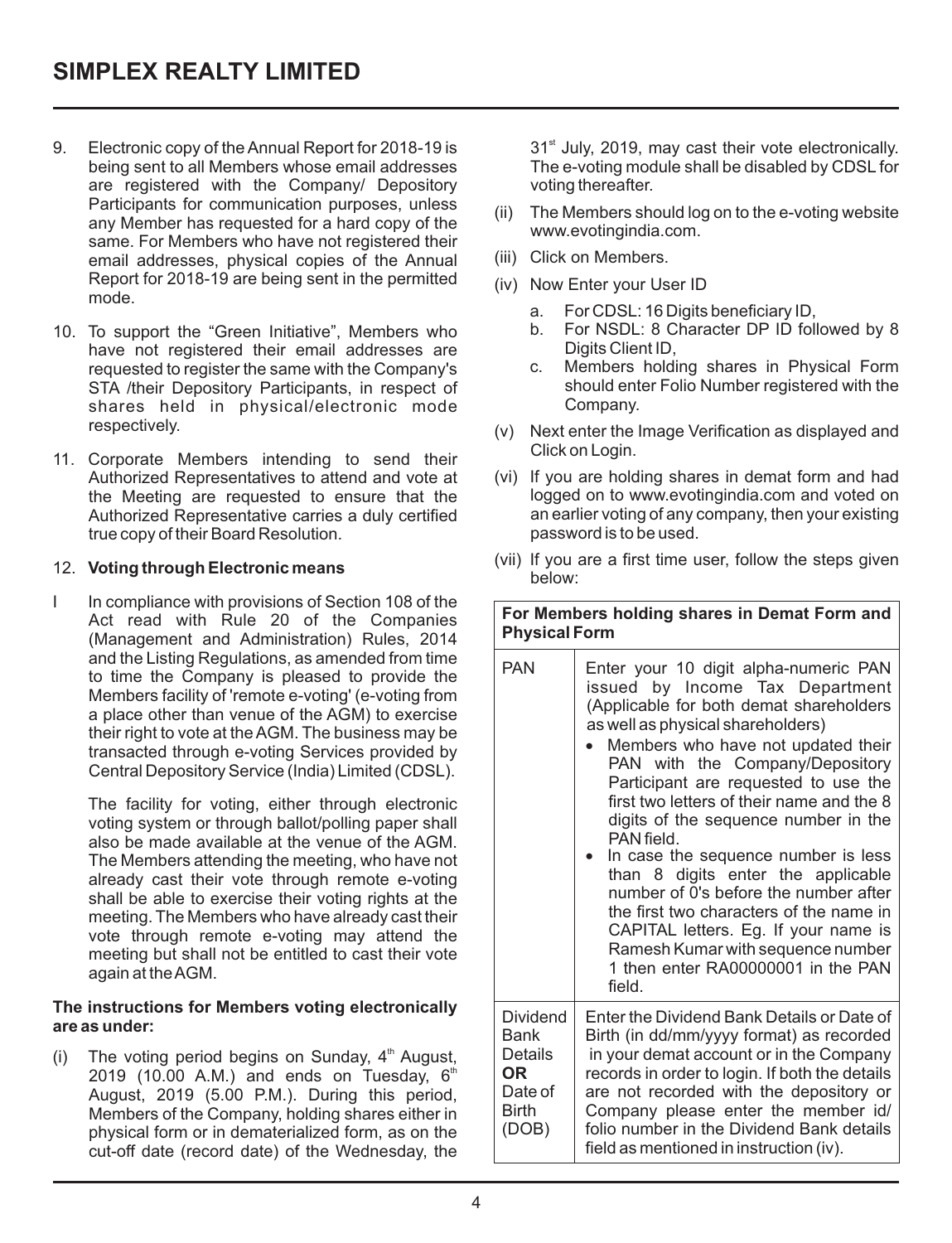9. Electronic copy of the Annual Report for 2018-19 is being sent to all Members whose email addresses are registered with the Company/ Depository Participants for communication purposes, unless any Member has requested for a hard copy of the same. For Members who have not registered their email addresses, physical copies of the Annual Report for 2018-19 are being sent in the permitted mode.

10. To support the "Green Initiative", Members who have not registered their email addresses are requested to register the same with the Company's STA /their Depository Participants, in respect of shares held in physical/electronic mode respectively.

11. Corporate Members intending to send their Authorized Representatives to attend and vote at the Meeting are requested to ensure that the Authorized Representative carries a duly certified true copy of their Board Resolution.

12. **Voting through Electronic means**

I In compliance with provisions of Section 108 of the Act read with Rule 20 of the Companies (Management and Administration) Rules, 2014 and the Listing Regulations, as amended from time to time the Company is pleased to provide the Members facility of 'remote e-voting' (e-voting from a place other than venue of the AGM) to exercise their right to vote at the AGM. The business may be transacted through e-voting Services provided by Central Depository Service (India) Limited (CDSL).

The facility for voting, either through electronic voting system or through ballot/polling paper shall also be made available at the venue of the AGM. The Members attending the meeting, who have not already cast their vote through remote e-voting shall be able to exercise their voting rights at the meeting. The Members who have already cast their vote through remote e-voting may attend the meeting but shall not be entitled to cast their vote again at the AGM.

**The instructions for Members voting electronically are as under:**

(i) The voting period begins on Sunday, 4th August, 2019 (10.00 A.M.) and ends on Tuesday, 6th August, 2019 (5.00 P.M.). During this period, Members of the Company, holding shares either in physical form or in dematerialized form, as on the cut-off date (record date) of the Wednesday, the 31st July, 2019, may cast their vote electronically. The e-voting module shall be disabled by CDSL for voting thereafter.

(ii) The Members should log on to the e-voting website www.evotingindia.com.

(iii) Click on Members.

(iv) Now Enter your User ID
   a. For CDSL: 16 Digits beneficiary ID,
   b. For NSDL: 8 Character DP ID followed by 8 Digits Client ID,
   c. Members holding shares in Physical Form should enter Folio Number registered with the Company.

(v) Next enter the Image Verification as displayed and Click on Login.

(vi) If you are holding shares in demat form and had logged on to www.evotingindia.com and voted on an earlier voting of any company, then your existing password is to be used.

(vii) If you are a first time user, follow the steps given below:

| **For Members holding shares in Demat Form and Physical Form** | |
|---|---|
| PAN | Enter your 10 digit alpha-numeric PAN issued by Income Tax Department (Applicable for both demat shareholders as well as physical shareholders)<br>• Members who have not updated their PAN with the Company/Depository Participant are requested to use the first two letters of their name and the 8 digits of the sequence number in the PAN field.<br>• In case the sequence number is less than 8 digits enter the applicable number of 0's before the number after the first two characters of the name in CAPITAL letters. Eg. If your name is Ramesh Kumar with sequence number 1 then enter RA00000001 in the PAN field. |
| Dividend Bank Details **OR** Date of Birth (DOB) | Enter the Dividend Bank Details or Date of Birth (in dd/mm/yyyy format) as recorded in your demat account or in the Company records in order to login. If both the details are not recorded with the depository or Company please enter the member id/ folio number in the Dividend Bank details field as mentioned in instruction (iv). |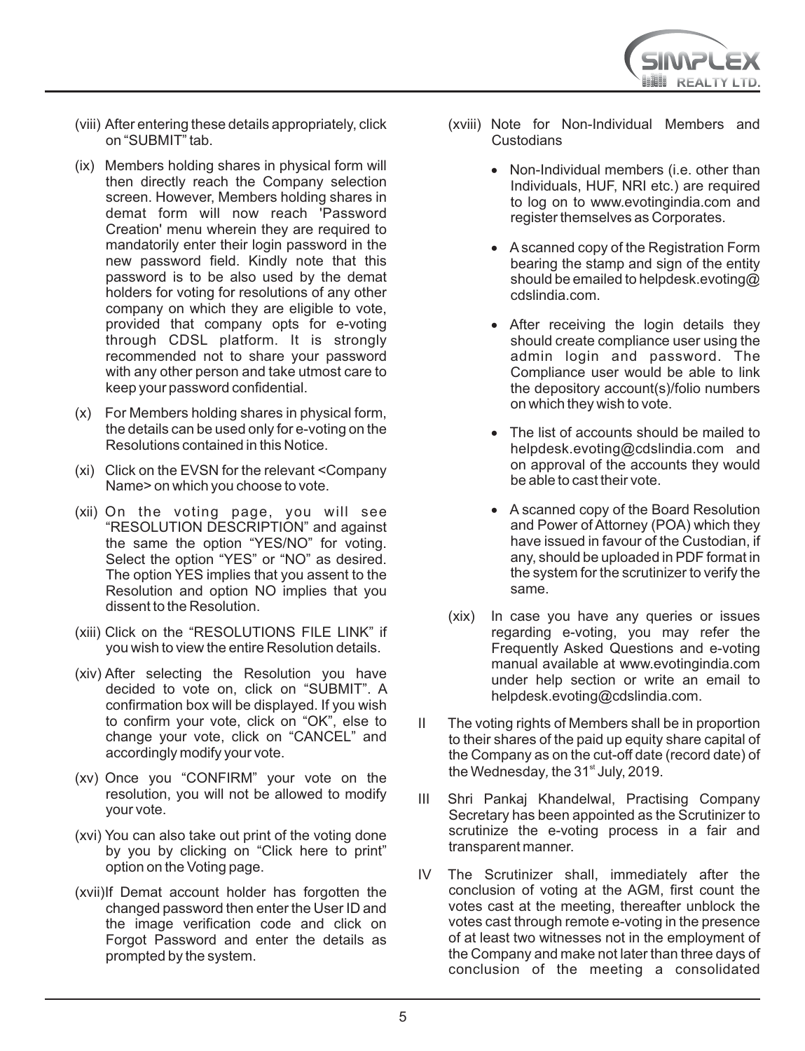(viii) After entering these details appropriately, click on "SUBMIT" tab.

(ix) Members holding shares in physical form will then directly reach the Company selection screen. However, Members holding shares in demat form will now reach 'Password Creation' menu wherein they are required to mandatorily enter their login password in the new password field. Kindly note that this password is to be also used by the demat holders for voting for resolutions of any other company on which they are eligible to vote, provided that company opts for e-voting through CDSL platform. It is strongly recommended not to share your password with any other person and take utmost care to keep your password confidential.

(x) For Members holding shares in physical form, the details can be used only for e-voting on the Resolutions contained in this Notice.

(xi) Click on the EVSN for the relevant <Company Name> on which you choose to vote.

(xii) On the voting page, you will see "RESOLUTION DESCRIPTION" and against the same the option "YES/NO" for voting. Select the option "YES" or "NO" as desired. The option YES implies that you assent to the Resolution and option NO implies that you dissent to the Resolution.

(xiii) Click on the "RESOLUTIONS FILE LINK" if you wish to view the entire Resolution details.

(xiv) After selecting the Resolution you have decided to vote on, click on "SUBMIT". A confirmation box will be displayed. If you wish to confirm your vote, click on "OK", else to change your vote, click on "CANCEL" and accordingly modify your vote.

(xv) Once you "CONFIRM" your vote on the resolution, you will not be allowed to modify your vote.

(xvi) You can also take out print of the voting done by you by clicking on "Click here to print" option on the Voting page.

(xvii) If Demat account holder has forgotten the changed password then enter the User ID and the image verification code and click on Forgot Password and enter the details as prompted by the system.

(xviii) Note for Non-Individual Members and Custodians

- Non-Individual members (i.e. other than Individuals, HUF, NRI etc.) are required to log on to www.evotingindia.com and register themselves as Corporates.
- A scanned copy of the Registration Form bearing the stamp and sign of the entity should be emailed to helpdesk.evoting@cdslindia.com.
- After receiving the login details they should create compliance user using the admin login and password. The Compliance user would be able to link the depository account(s)/folio numbers on which they wish to vote.
- The list of accounts should be mailed to helpdesk.evoting@cdslindia.com and on approval of the accounts they would be able to cast their vote.
- A scanned copy of the Board Resolution and Power of Attorney (POA) which they have issued in favour of the Custodian, if any, should be uploaded in PDF format in the system for the scrutinizer to verify the same.

(xix) In case you have any queries or issues regarding e-voting, you may refer the Frequently Asked Questions and e-voting manual available at www.evotingindia.com under help section or write an email to helpdesk.evoting@cdslindia.com.

II The voting rights of Members shall be in proportion to their shares of the paid up equity share capital of the Company as on the cut-off date (record date) of the Wednesday, the 31st July, 2019.

III Shri Pankaj Khandelwal, Practising Company Secretary has been appointed as the Scrutinizer to scrutinize the e-voting process in a fair and transparent manner.

IV The Scrutinizer shall, immediately after the conclusion of voting at the AGM, first count the votes cast at the meeting, thereafter unblock the votes cast through remote e-voting in the presence of at least two witnesses not in the employment of the Company and make not later than three days of conclusion of the meeting a consolidated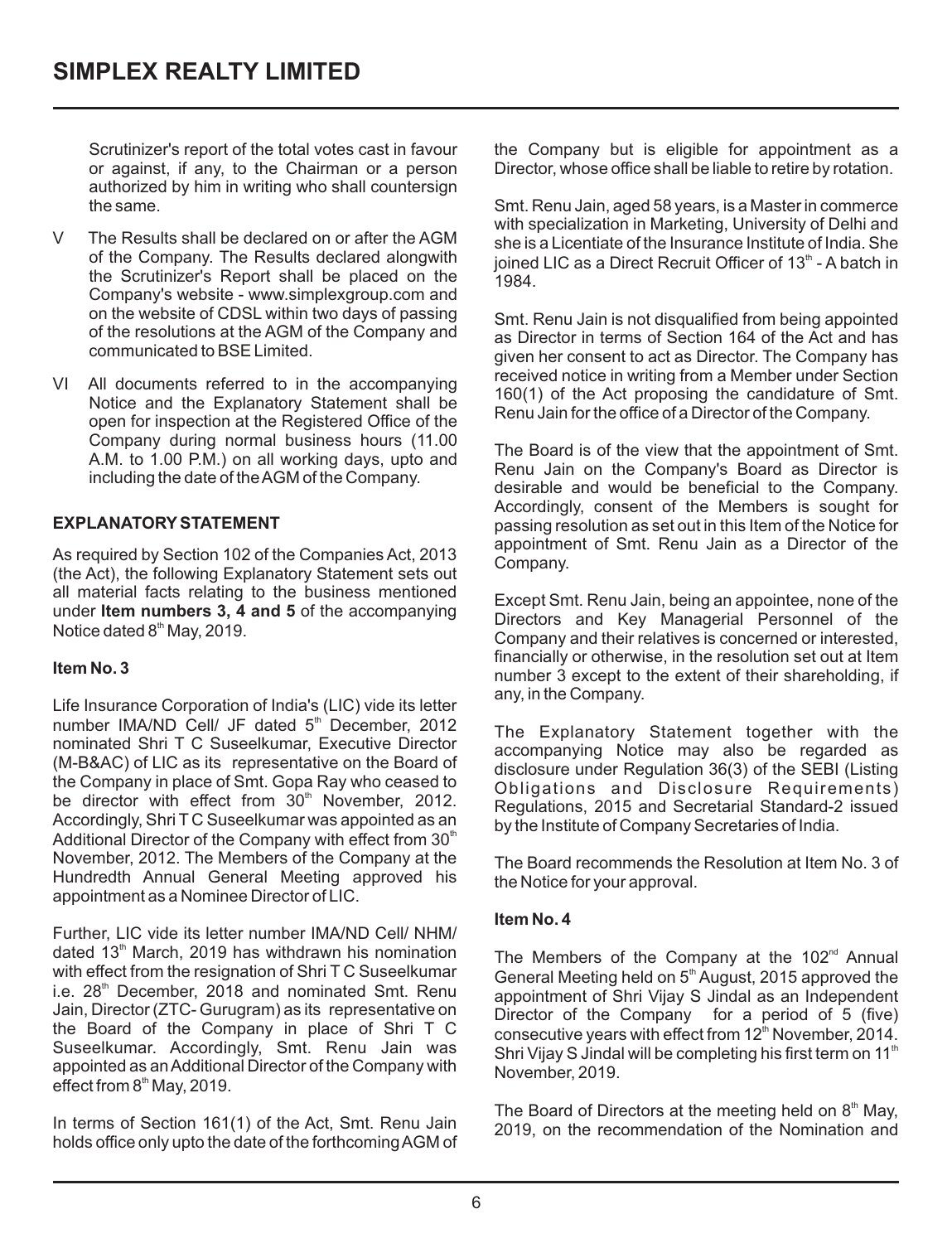Scrutinizer's report of the total votes cast in favour or against, if any, to the Chairman or a person authorized by him in writing who shall countersign the same.

V The Results shall be declared on or after the AGM of the Company. The Results declared alongwith the Scrutinizer's Report shall be placed on the Company's website - www.simplexgroup.com and on the website of CDSL within two days of passing of the resolutions at the AGM of the Company and communicated to BSE Limited.

VI All documents referred to in the accompanying Notice and the Explanatory Statement shall be open for inspection at the Registered Office of the Company during normal business hours (11.00 A.M. to 1.00 P.M.) on all working days, upto and including the date of the AGM of the Company.

**EXPLANATORY STATEMENT**

As required by Section 102 of the Companies Act, 2013 (the Act), the following Explanatory Statement sets out all material facts relating to the business mentioned under **Item numbers 3, 4 and 5** of the accompanying Notice dated 8th May, 2019.

**Item No. 3**

Life Insurance Corporation of India's (LIC) vide its letter number IMA/ND Cell/ JF dated 5th December, 2012 nominated Shri T C Suseelkumar, Executive Director (M-B&AC) of LIC as its representative on the Board of the Company in place of Smt. Gopa Ray who ceased to be director with effect from 30th November, 2012. Accordingly, Shri T C Suseelkumar was appointed as an Additional Director of the Company with effect from 30th November, 2012. The Members of the Company at the Hundredth Annual General Meeting approved his appointment as a Nominee Director of LIC.

Further, LIC vide its letter number IMA/ND Cell/ NHM/ dated 13th March, 2019 has withdrawn his nomination with effect from the resignation of Shri T C Suseelkumar i.e. 28th December, 2018 and nominated Smt. Renu Jain, Director (ZTC- Gurugram) as its representative on the Board of the Company in place of Shri T C Suseelkumar. Accordingly, Smt. Renu Jain was appointed as an Additional Director of the Company with effect from 8th May, 2019.

In terms of Section 161(1) of the Act, Smt. Renu Jain holds office only upto the date of the forthcoming AGM of the Company but is eligible for appointment as a Director, whose office shall be liable to retire by rotation.

Smt. Renu Jain, aged 58 years, is a Master in commerce with specialization in Marketing, University of Delhi and she is a Licentiate of the Insurance Institute of India. She joined LIC as a Direct Recruit Officer of 13th - A batch in 1984.

Smt. Renu Jain is not disqualified from being appointed as Director in terms of Section 164 of the Act and has given her consent to act as Director. The Company has received notice in writing from a Member under Section 160(1) of the Act proposing the candidature of Smt. Renu Jain for the office of a Director of the Company.

The Board is of the view that the appointment of Smt. Renu Jain on the Company's Board as Director is desirable and would be beneficial to the Company. Accordingly, consent of the Members is sought for passing resolution as set out in this Item of the Notice for appointment of Smt. Renu Jain as a Director of the Company.

Except Smt. Renu Jain, being an appointee, none of the Directors and Key Managerial Personnel of the Company and their relatives is concerned or interested, financially or otherwise, in the resolution set out at Item number 3 except to the extent of their shareholding, if any, in the Company.

The Explanatory Statement together with the accompanying Notice may also be regarded as disclosure under Regulation 36(3) of the SEBI (Listing Obligations and Disclosure Requirements) Regulations, 2015 and Secretarial Standard-2 issued by the Institute of Company Secretaries of India.

The Board recommends the Resolution at Item No. 3 of the Notice for your approval.

**Item No. 4**

The Members of the Company at the 102nd Annual General Meeting held on 5th August, 2015 approved the appointment of Shri Vijay S Jindal as an Independent Director of the Company for a period of 5 (five) consecutive years with effect from 12th November, 2014. Shri Vijay S Jindal will be completing his first term on 11th November, 2019.

The Board of Directors at the meeting held on 8th May, 2019, on the recommendation of the Nomination and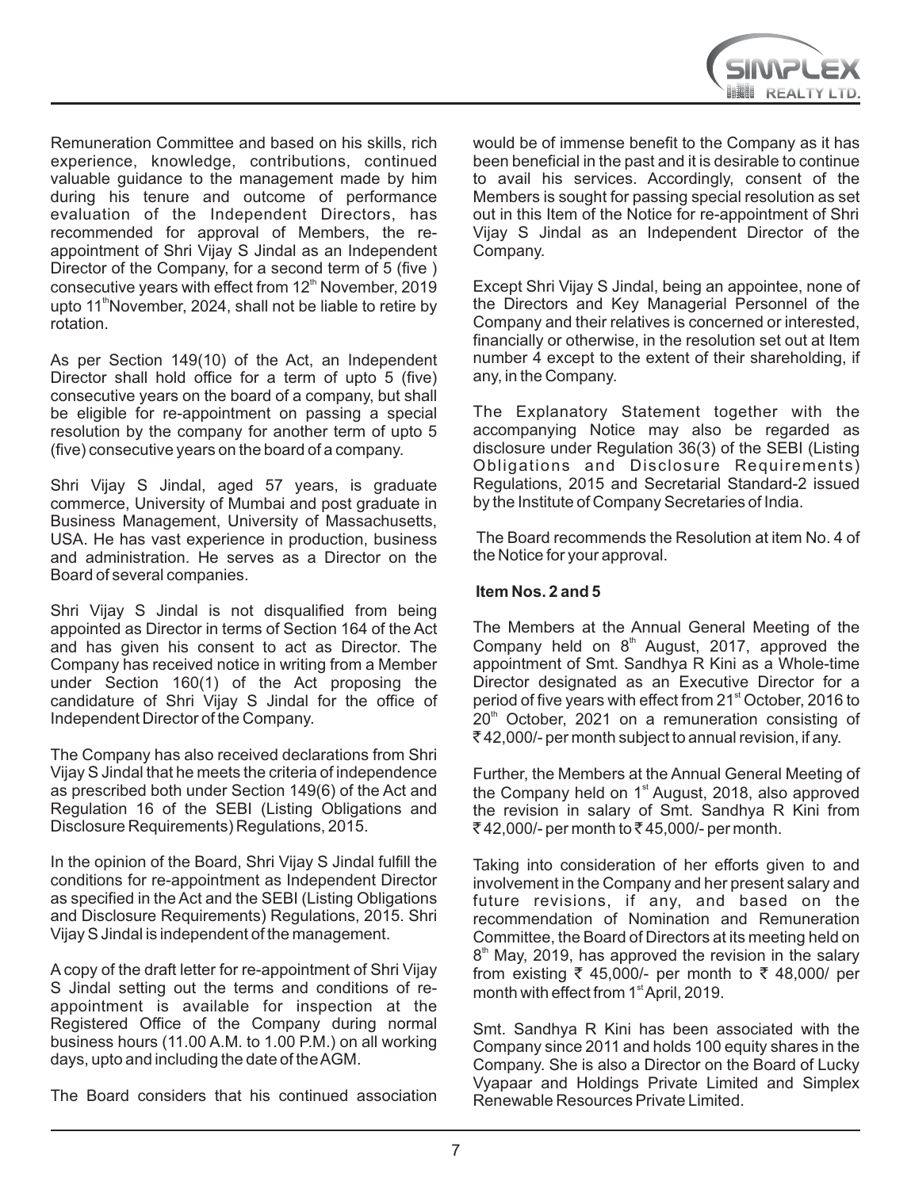Remuneration Committee and based on his skills, rich experience, knowledge, contributions, continued valuable guidance to the management made by him during his tenure and outcome of performance evaluation of the Independent Directors, has recommended for approval of Members, the re-appointment of Shri Vijay S Jindal as an Independent Director of the Company, for a second term of 5 (five ) consecutive years with effect from 12th November, 2019 upto 11th November, 2024, shall not be liable to retire by rotation.

As per Section 149(10) of the Act, an Independent Director shall hold office for a term of upto 5 (five) consecutive years on the board of a company, but shall be eligible for re-appointment on passing a special resolution by the company for another term of upto 5 (five) consecutive years on the board of a company.

Shri Vijay S Jindal, aged 57 years, is graduate commerce, University of Mumbai and post graduate in Business Management, University of Massachusetts, USA. He has vast experience in production, business and administration. He serves as a Director on the Board of several companies.

Shri Vijay S Jindal is not disqualified from being appointed as Director in terms of Section 164 of the Act and has given his consent to act as Director. The Company has received notice in writing from a Member under Section 160(1) of the Act proposing the candidature of Shri Vijay S Jindal for the office of Independent Director of the Company.

The Company has also received declarations from Shri Vijay S Jindal that he meets the criteria of independence as prescribed both under Section 149(6) of the Act and Regulation 16 of the SEBI (Listing Obligations and Disclosure Requirements) Regulations, 2015.

In the opinion of the Board, Shri Vijay S Jindal fulfill the conditions for re-appointment as Independent Director as specified in the Act and the SEBI (Listing Obligations and Disclosure Requirements) Regulations, 2015. Shri Vijay S Jindal is independent of the management.

A copy of the draft letter for re-appointment of Shri Vijay S Jindal setting out the terms and conditions of re-appointment is available for inspection at the Registered Office of the Company during normal business hours (11.00 A.M. to 1.00 P.M.) on all working days, upto and including the date of the AGM.

The Board considers that his continued association would be of immense benefit to the Company as it has been beneficial in the past and it is desirable to continue to avail his services. Accordingly, consent of the Members is sought for passing special resolution as set out in this Item of the Notice for re-appointment of Shri Vijay S Jindal as an Independent Director of the Company.

Except Shri Vijay S Jindal, being an appointee, none of the Directors and Key Managerial Personnel of the Company and their relatives is concerned or interested, financially or otherwise, in the resolution set out at Item number 4 except to the extent of their shareholding, if any, in the Company.

The Explanatory Statement together with the accompanying Notice may also be regarded as disclosure under Regulation 36(3) of the SEBI (Listing Obligations and Disclosure Requirements) Regulations, 2015 and Secretarial Standard-2 issued by the Institute of Company Secretaries of India.

The Board recommends the Resolution at item No. 4 of the Notice for your approval.

**Item Nos. 2 and 5**

The Members at the Annual General Meeting of the Company held on 8th August, 2017, approved the appointment of Smt. Sandhya R Kini as a Whole-time Director designated as an Executive Director for a period of five years with effect from 21st October, 2016 to 20th October, 2021 on a remuneration consisting of ₹42,000/- per month subject to annual revision, if any.

Further, the Members at the Annual General Meeting of the Company held on 1st August, 2018, also approved the revision in salary of Smt. Sandhya R Kini from ₹42,000/- per month to ₹45,000/- per month.

Taking into consideration of her efforts given to and involvement in the Company and her present salary and future revisions, if any, and based on the recommendation of Nomination and Remuneration Committee, the Board of Directors at its meeting held on 8th May, 2019, has approved the revision in the salary from existing ₹ 45,000/- per month to ₹ 48,000/ per month with effect from 1st April, 2019.

Smt. Sandhya R Kini has been associated with the Company since 2011 and holds 100 equity shares in the Company. She is also a Director on the Board of Lucky Vyapaar and Holdings Private Limited and Simplex Renewable Resources Private Limited.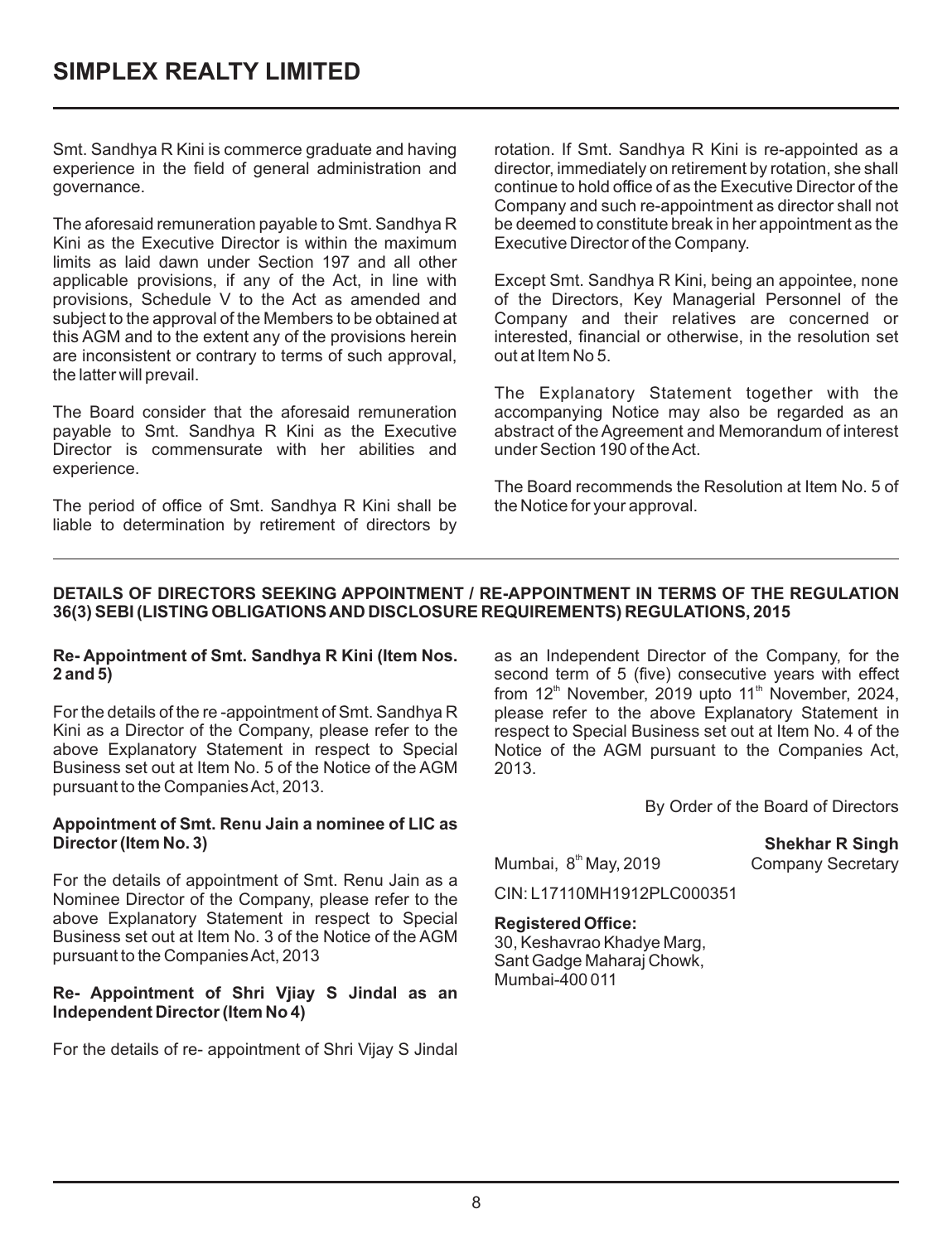Smt. Sandhya R Kini is commerce graduate and having experience in the field of general administration and governance.

The aforesaid remuneration payable to Smt. Sandhya R Kini as the Executive Director is within the maximum limits as laid dawn under Section 197 and all other applicable provisions, if any of the Act, in line with provisions, Schedule V to the Act as amended and subject to the approval of the Members to be obtained at this AGM and to the extent any of the provisions herein are inconsistent or contrary to terms of such approval, the latter will prevail.

The Board consider that the aforesaid remuneration payable to Smt. Sandhya R Kini as the Executive Director is commensurate with her abilities and experience.

The period of office of Smt. Sandhya R Kini shall be liable to determination by retirement of directors by rotation. If Smt. Sandhya R Kini is re-appointed as a director, immediately on retirement by rotation, she shall continue to hold office of as the Executive Director of the Company and such re-appointment as director shall not be deemed to constitute break in her appointment as the Executive Director of the Company.

Except Smt. Sandhya R Kini, being an appointee, none of the Directors, Key Managerial Personnel of the Company and their relatives are concerned or interested, financial or otherwise, in the resolution set out at Item No 5.

The Explanatory Statement together with the accompanying Notice may also be regarded as an abstract of the Agreement and Memorandum of interest under Section 190 of the Act.

The Board recommends the Resolution at Item No. 5 of the Notice for your approval.

## DETAILS OF DIRECTORS SEEKING APPOINTMENT / RE-APPOINTMENT IN TERMS OF THE REGULATION 36(3) SEBI (LISTING OBLIGATIONS AND DISCLOSURE REQUIREMENTS) REGULATIONS, 2015

**Re- Appointment of Smt. Sandhya R Kini (Item Nos. 2 and 5)**

For the details of the re -appointment of Smt. Sandhya R Kini as a Director of the Company, please refer to the above Explanatory Statement in respect to Special Business set out at Item No. 5 of the Notice of the AGM pursuant to the Companies Act, 2013.

**Appointment of Smt. Renu Jain a nominee of LIC as Director (Item No. 3)**

For the details of appointment of Smt. Renu Jain as a Nominee Director of the Company, please refer to the above Explanatory Statement in respect to Special Business set out at Item No. 3 of the Notice of the AGM pursuant to the Companies Act, 2013

**Re- Appointment of Shri Vjiay S Jindal as an Independent Director (Item No 4)**

For the details of re- appointment of Shri Vijay S Jindal as an Independent Director of the Company, for the second term of 5 (five) consecutive years with effect from 12th November, 2019 upto 11th November, 2024, please refer to the above Explanatory Statement in respect to Special Business set out at Item No. 4 of the Notice of the AGM pursuant to the Companies Act, 2013.

By Order of the Board of Directors

**Shekhar R Singh**
Company Secretary

Mumbai, 8th May, 2019

CIN: L17110MH1912PLC000351

**Registered Office:**
30, Keshavrao Khadye Marg,
Sant Gadge Maharaj Chowk,
Mumbai-400 011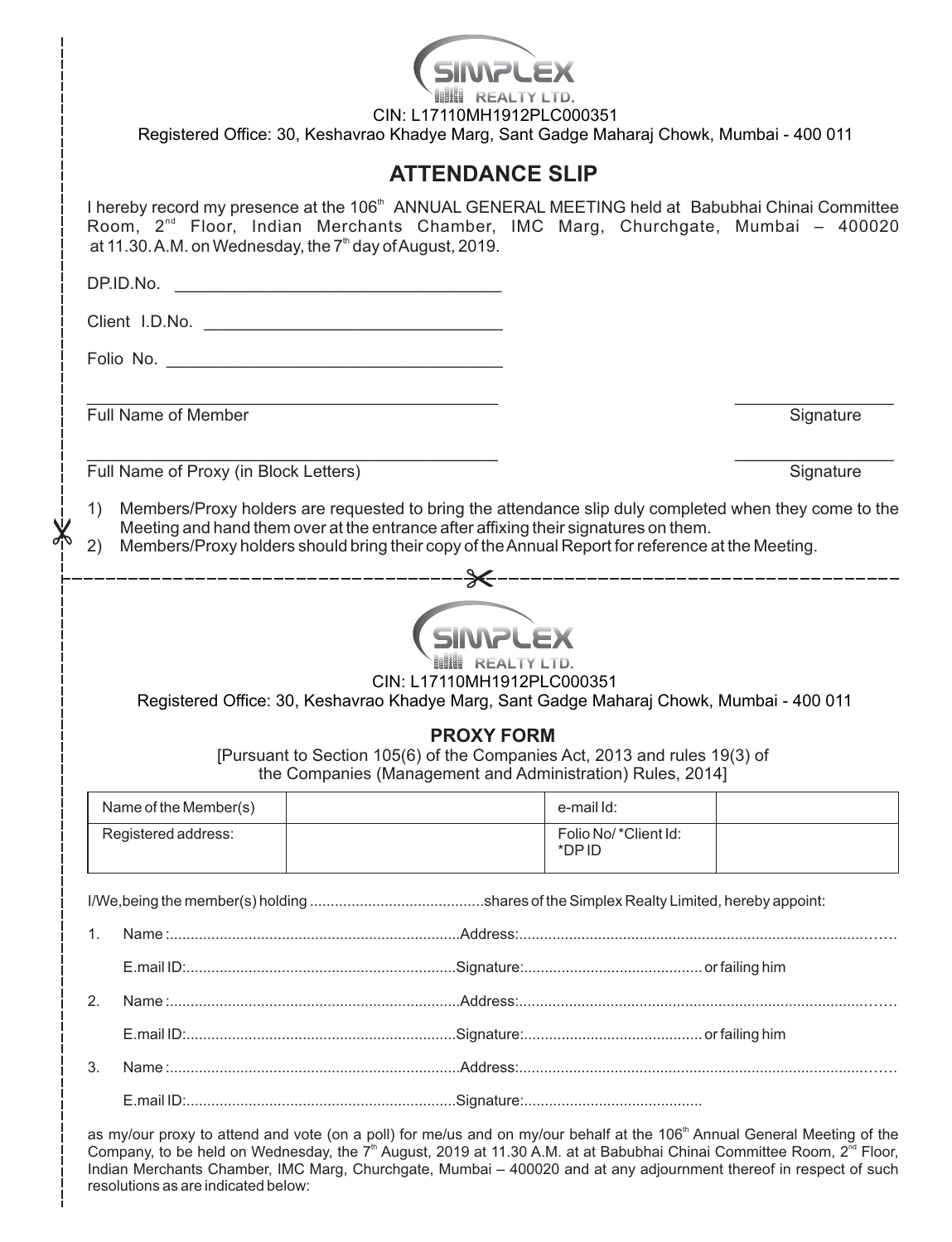SIMPLEX REALTY LTD.

CIN: L17110MH1912PLC000351

Registered Office: 30, Keshavrao Khadye Marg, Sant Gadge Maharaj Chowk, Mumbai - 400 011

## ATTENDANCE SLIP

I hereby record my presence at the 106th ANNUAL GENERAL MEETING held at Babubhai Chinai Committee Room, 2nd Floor, Indian Merchants Chamber, IMC Marg, Churchgate, Mumbai – 400020 at 11.30. A.M. on Wednesday, the 7th day of August, 2019.

DP.ID.No. ___________________________________

Client I.D.No. ________________________________

Folio No. ____________________________________

_____________________________________________ ________________

Full Name of Member Signature

_____________________________________________ ________________

Full Name of Proxy (in Block Letters) Signature

1) Members/Proxy holders are requested to bring the attendance slip duly completed when they come to the Meeting and hand them over at the entrance after affixing their signatures on them.
2) Members/Proxy holders should bring their copy of the Annual Report for reference at the Meeting.

---

SIMPLEX REALTY LTD.

CIN: L17110MH1912PLC000351

Registered Office: 30, Keshavrao Khadye Marg, Sant Gadge Maharaj Chowk, Mumbai - 400 011

## PROXY FORM

[Pursuant to Section 105(6) of the Companies Act, 2013 and rules 19(3) of the Companies (Management and Administration) Rules, 2014]

| Name of the Member(s) | | e-mail Id: | |
|---|---|---|---|
| Registered address: | | Folio No/ *Client Id: *DP ID | |

I/We,being the member(s) holding ..........................................shares of the Simplex Realty Limited, hereby appoint:

1. Name :......................................................................Address:.........................................................................................

   E.mail ID:.................................................................Signature:........................................... or failing him

2. Name :......................................................................Address:.........................................................................................

   E.mail ID:.................................................................Signature:........................................... or failing him

3. Name :......................................................................Address:.........................................................................................

   E.mail ID:.................................................................Signature:...........................................

as my/our proxy to attend and vote (on a poll) for me/us and on my/our behalf at the 106th Annual General Meeting of the Company, to be held on Wednesday, the 7th August, 2019 at 11.30 A.M. at at Babubhai Chinai Committee Room, 2nd Floor, Indian Merchants Chamber, IMC Marg, Churchgate, Mumbai – 400020 and at any adjournment thereof in respect of such resolutions as are indicated below: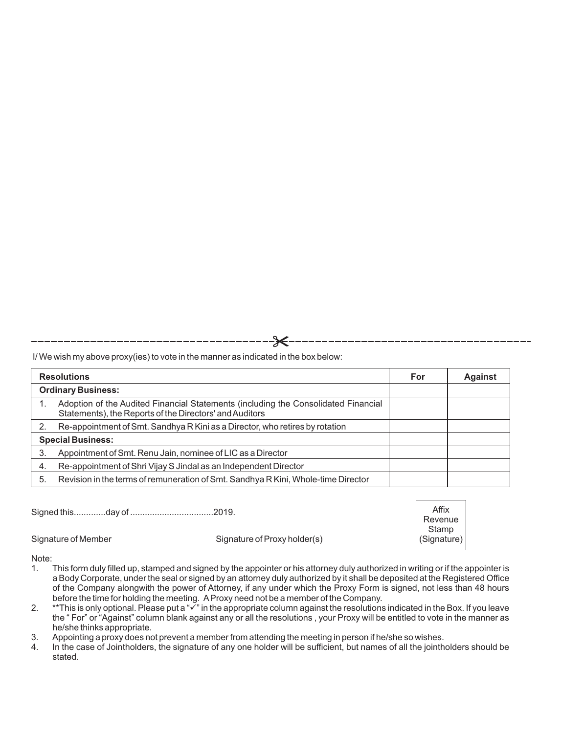I/ We wish my above proxy(ies) to vote in the manner as indicated in the box below:

| Resolutions | For | Against |
|---|---|---|
| **Ordinary Business:** | | |
| 1. Adoption of the Audited Financial Statements (including the Consolidated Financial Statements), the Reports of the Directors' and Auditors | | |
| 2. Re-appointment of Smt. Sandhya R Kini as a Director, who retires by rotation | | |
| **Special Business:** | | |
| 3. Appointment of Smt. Renu Jain, nominee of LIC as a Director | | |
| 4. Re-appointment of Shri Vijay S Jindal as an Independent Director | | |
| 5. Revision in the terms of remuneration of Smt. Sandhya R Kini, Whole-time Director | | |

Signed this.............day of ..................................2019.

Affix Revenue Stamp (Signature)

Signature of Member        Signature of Proxy holder(s)

Note:

1. This form duly filled up, stamped and signed by the appointer or his attorney duly authorized in writing or if the appointer is a Body Corporate, under the seal or signed by an attorney duly authorized by it shall be deposited at the Registered Office of the Company alongwith the power of Attorney, if any under which the Proxy Form is signed, not less than 48 hours before the time for holding the meeting. A Proxy need not be a member of the Company.
2. **This is only optional. Please put a "✓" in the appropriate column against the resolutions indicated in the Box. If you leave the " For" or "Against" column blank against any or all the resolutions , your Proxy will be entitled to vote in the manner as he/she thinks appropriate.
3. Appointing a proxy does not prevent a member from attending the meeting in person if he/she so wishes.
4. In the case of Jointholders, the signature of any one holder will be sufficient, but names of all the jointholders should be stated.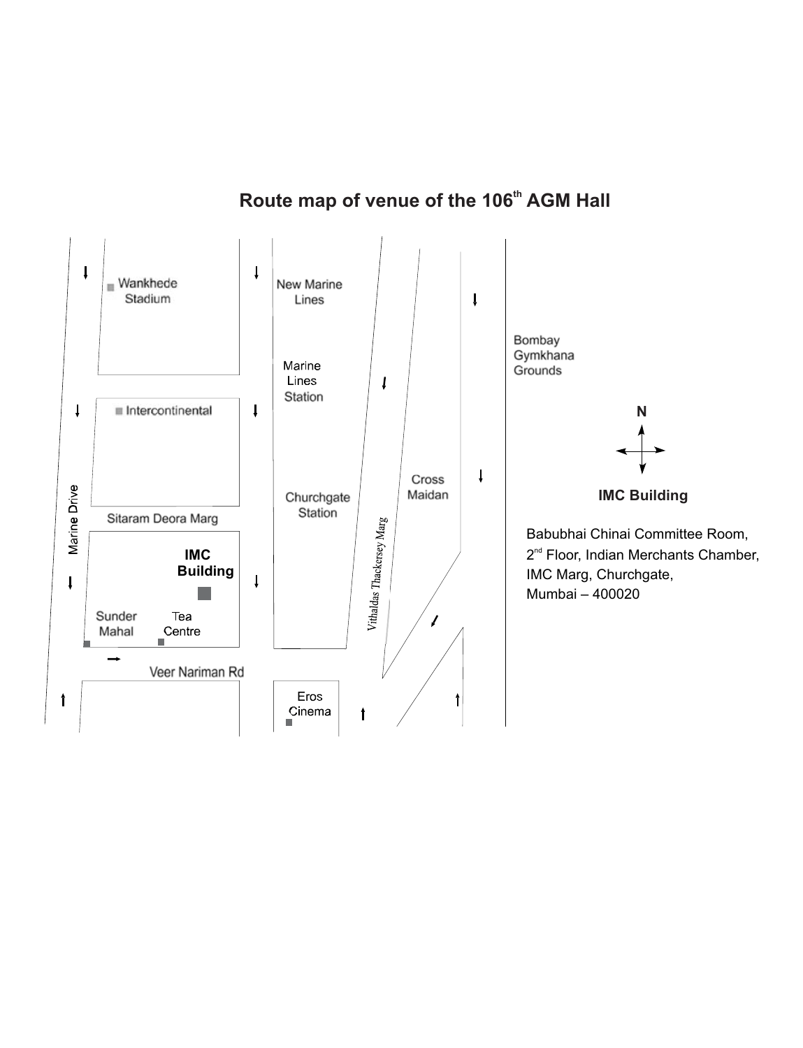## Route map of venue of the 106[th] AGM Hall

Wankhede Stadium

New Marine Lines

Bombay Gymkhana Grounds

Marine Lines Station

Intercontinental

Marine Drive

Churchgate Station

Cross Maidan

Sitaram Deora Marg

Vithaldas Thackersey Marg

IMC Building

Sunder Mahal

Tea Centre

Veer Nariman Rd

Eros Cinema

N

**IMC Building**

Babubhai Chinai Committee Room,
2[nd] Floor, Indian Merchants Chamber,
IMC Marg, Churchgate,
Mumbai – 400020